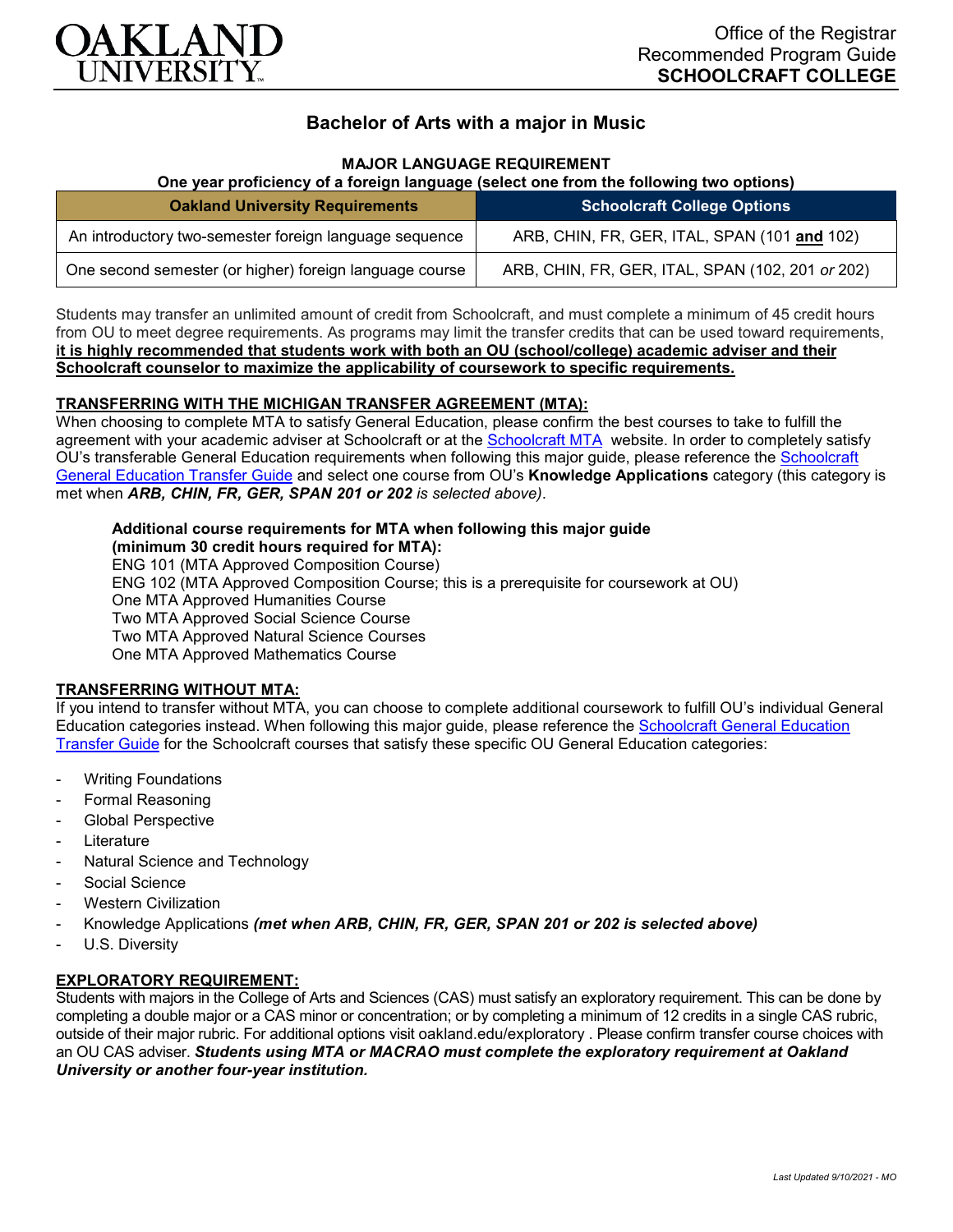Office of the Registrar
Recommended Program Guide
**SCHOOLCRAFT COLLEGE**

# Bachelor of Arts with a major in Music

**MAJOR LANGUAGE REQUIREMENT**
**One year proficiency of a foreign language (select one from the following two options)**

| Oakland University Requirements | Schoolcraft College Options |
|---|---|
| An introductory two-semester foreign language sequence | ARB, CHIN, FR, GER, ITAL, SPAN (101 **and** 102) |
| One second semester (or higher) foreign language course | ARB, CHIN, FR, GER, ITAL, SPAN (102, 201 *or* 202) |

Students may transfer an unlimited amount of credit from Schoolcraft, and must complete a minimum of 45 credit hours from OU to meet degree requirements. As programs may limit the transfer credits that can be used toward requirements, **it is highly recommended that students work with both an OU (school/college) academic adviser and their Schoolcraft counselor to maximize the applicability of coursework to specific requirements.**

**TRANSFERRING WITH THE MICHIGAN TRANSFER AGREEMENT (MTA):**
When choosing to complete MTA to satisfy General Education, please confirm the best courses to take to fulfill the agreement with your academic adviser at Schoolcraft or at the Schoolcraft MTA website. In order to completely satisfy OU's transferable General Education requirements when following this major guide, please reference the Schoolcraft General Education Transfer Guide and select one course from OU's **Knowledge Applications** category (this category is met when ***ARB, CHIN, FR, GER, SPAN 201 or 202*** *is selected above)*.

**Additional course requirements for MTA when following this major guide (minimum 30 credit hours required for MTA):**
ENG 101 (MTA Approved Composition Course)
ENG 102 (MTA Approved Composition Course; this is a prerequisite for coursework at OU)
One MTA Approved Humanities Course
Two MTA Approved Social Science Course
Two MTA Approved Natural Science Courses
One MTA Approved Mathematics Course

**TRANSFERRING WITHOUT MTA:**
If you intend to transfer without MTA, you can choose to complete additional coursework to fulfill OU's individual General Education categories instead. When following this major guide, please reference the Schoolcraft General Education Transfer Guide for the Schoolcraft courses that satisfy these specific OU General Education categories:

- Writing Foundations
- Formal Reasoning
- Global Perspective
- Literature
- Natural Science and Technology
- Social Science
- Western Civilization
- Knowledge Applications ***(met when ARB, CHIN, FR, GER, SPAN 201 or 202 is selected above)***
- U.S. Diversity

**EXPLORATORY REQUIREMENT:**
Students with majors in the College of Arts and Sciences (CAS) must satisfy an exploratory requirement. This can be done by completing a double major or a CAS minor or concentration; or by completing a minimum of 12 credits in a single CAS rubric, outside of their major rubric. For additional options visit oakland.edu/exploratory . Please confirm transfer course choices with an OU CAS adviser. ***Students using MTA or MACRAO must complete the exploratory requirement at Oakland University or another four-year institution.***

*Last Updated 9/10/2021 - MO*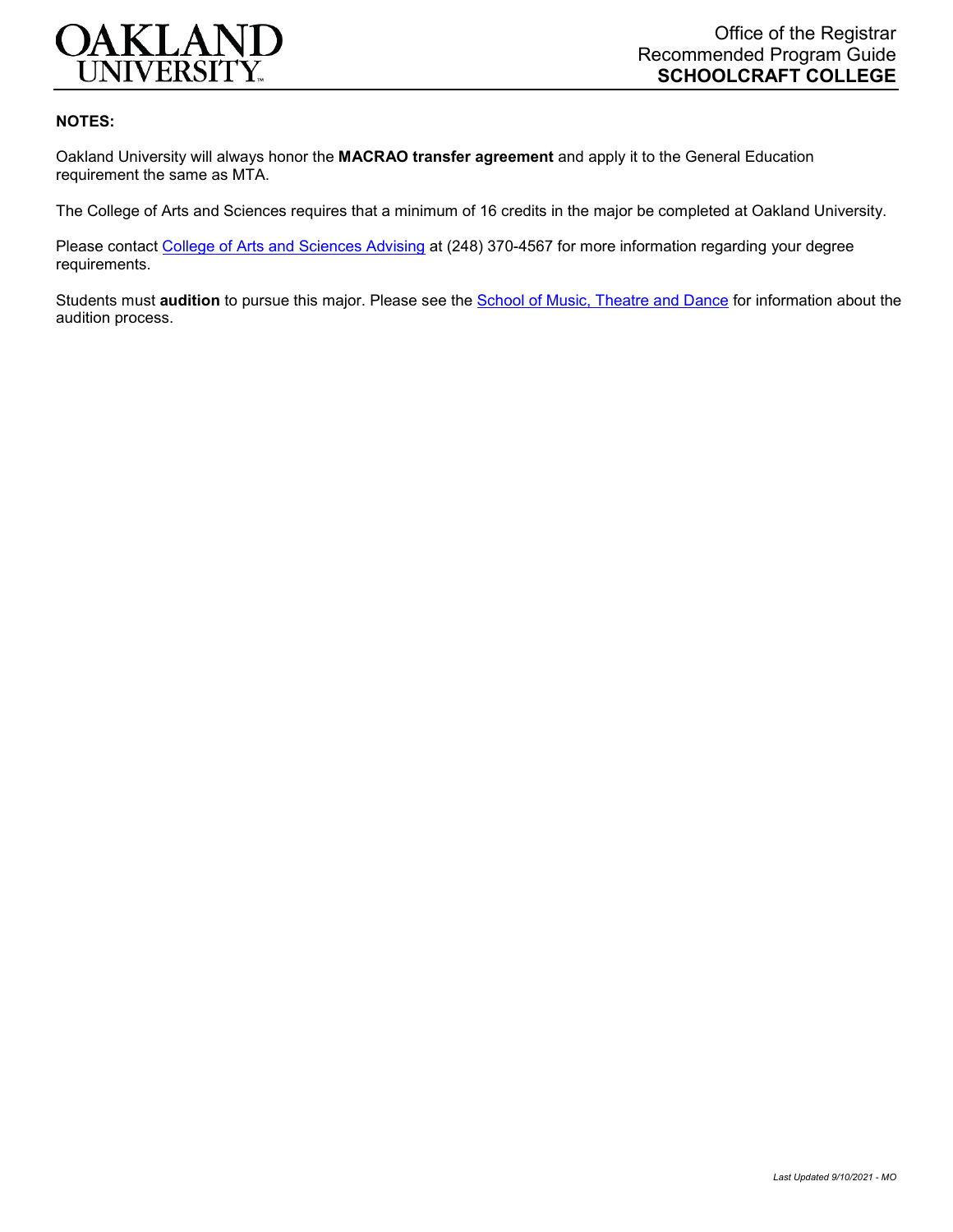**NOTES:**

Oakland University will always honor the **MACRAO transfer agreement** and apply it to the General Education requirement the same as MTA.

The College of Arts and Sciences requires that a minimum of 16 credits in the major be completed at Oakland University.

Please contact College of Arts and Sciences Advising at (248) 370-4567 for more information regarding your degree requirements.

Students must **audition** to pursue this major. Please see the School of Music, Theatre and Dance for information about the audition process.

*Last Updated 9/10/2021 - MO*